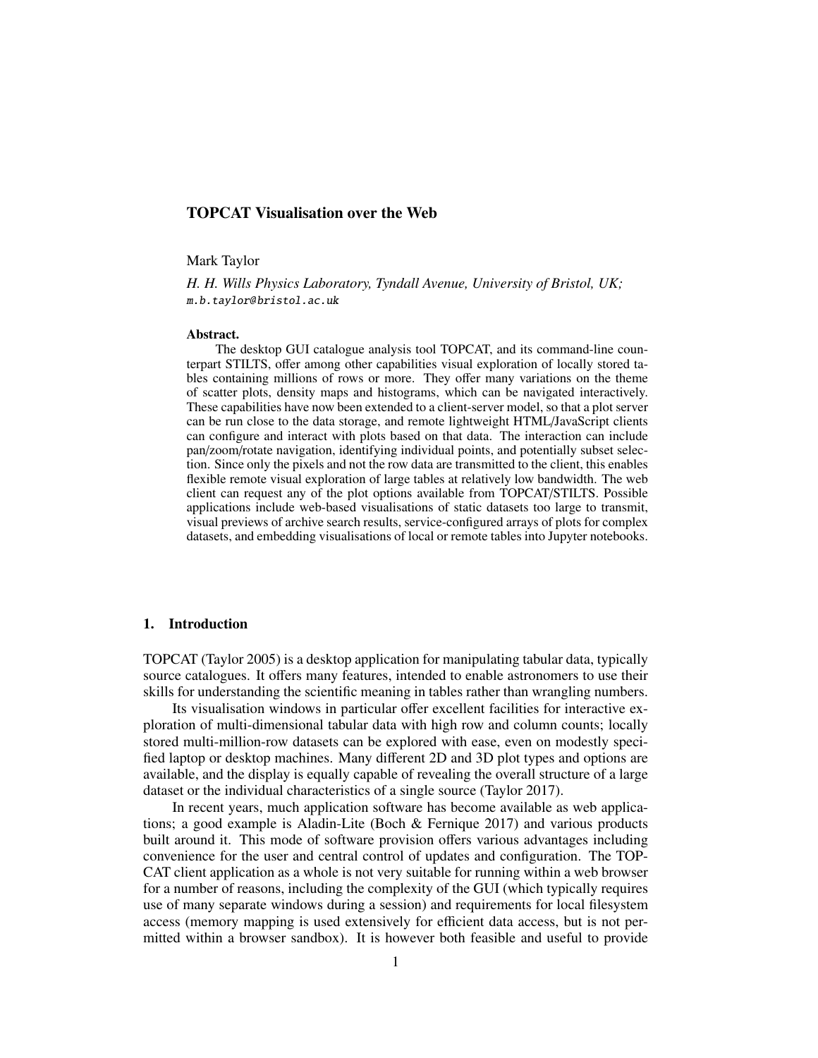# TOPCAT Visualisation over the Web

Mark Taylor

*H. H. Wills Physics Laboratory, Tyndall Avenue, University of Bristol, UK;* m.b.taylor@bristol.ac.uk

**Abstract.** The desktop GUI catalogue analysis tool TOPCAT, and its command-line counterpart STILTS, offer among other capabilities visual exploration of locally stored tables containing millions of rows or more. They offer many variations on the theme of scatter plots, density maps and histograms, which can be navigated interactively. These capabilities have now been extended to a client-server model, so that a plot server can be run close to the data storage, and remote lightweight HTML/JavaScript clients can configure and interact with plots based on that data. The interaction can include pan/zoom/rotate navigation, identifying individual points, and potentially subset selection. Since only the pixels and not the row data are transmitted to the client, this enables flexible remote visual exploration of large tables at relatively low bandwidth. The web client can request any of the plot options available from TOPCAT/STILTS. Possible applications include web-based visualisations of static datasets too large to transmit, visual previews of archive search results, service-configured arrays of plots for complex datasets, and embedding visualisations of local or remote tables into Jupyter notebooks.

## 1. Introduction

TOPCAT (Taylor 2005) is a desktop application for manipulating tabular data, typically source catalogues. It offers many features, intended to enable astronomers to use their skills for understanding the scientific meaning in tables rather than wrangling numbers.

Its visualisation windows in particular offer excellent facilities for interactive exploration of multi-dimensional tabular data with high row and column counts; locally stored multi-million-row datasets can be explored with ease, even on modestly specified laptop or desktop machines. Many different 2D and 3D plot types and options are available, and the display is equally capable of revealing the overall structure of a large dataset or the individual characteristics of a single source (Taylor 2017).

In recent years, much application software has become available as web applications; a good example is Aladin-Lite (Boch & Fernique 2017) and various products built around it. This mode of software provision offers various advantages including convenience for the user and central control of updates and configuration. The TOPCAT client application as a whole is not very suitable for running within a web browser for a number of reasons, including the complexity of the GUI (which typically requires use of many separate windows during a session) and requirements for local filesystem access (memory mapping is used extensively for efficient data access, but is not permitted within a browser sandbox). It is however both feasible and useful to provide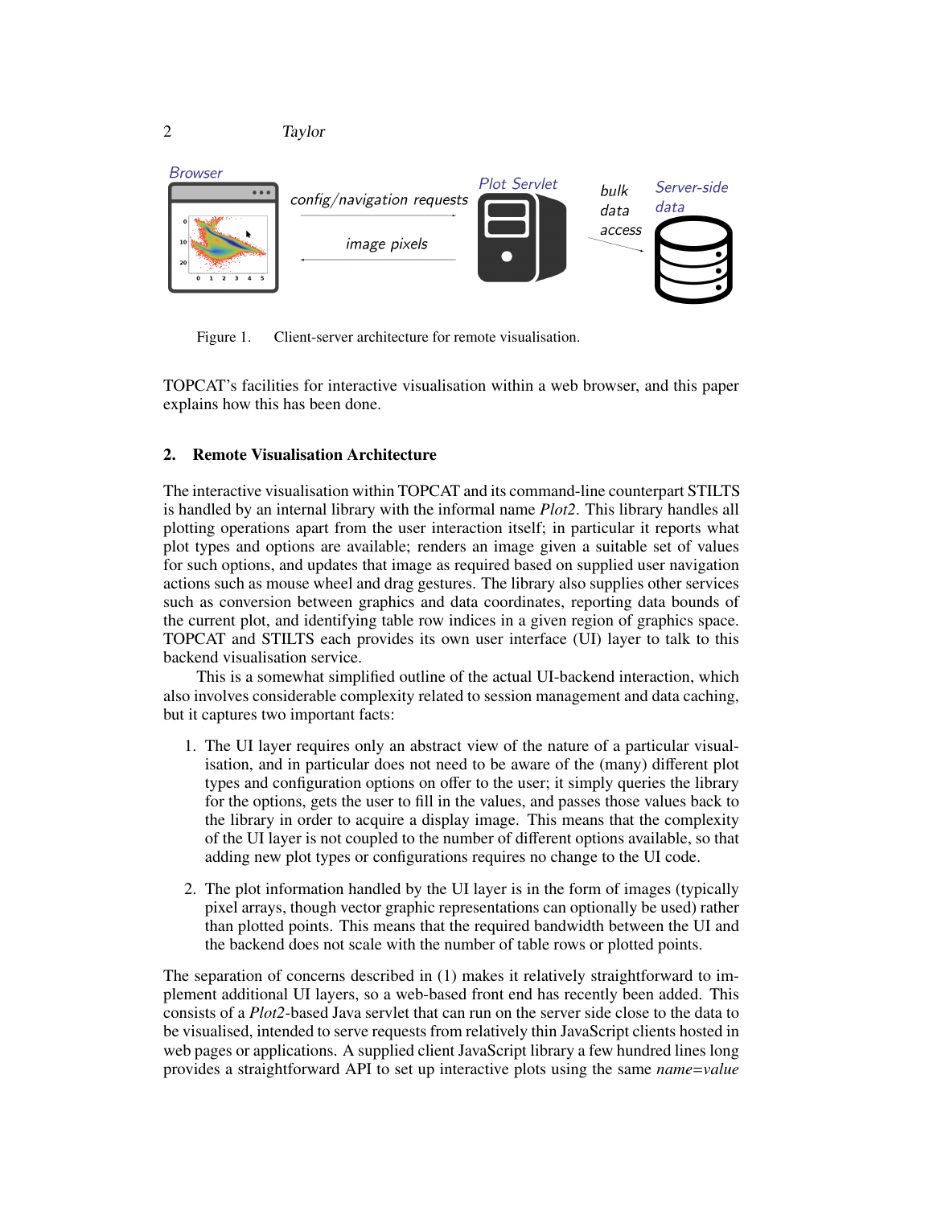Figure 1. Client-server architecture for remote visualisation.

TOPCAT's facilities for interactive visualisation within a web browser, and this paper explains how this has been done.

## 2. Remote Visualisation Architecture

The interactive visualisation within TOPCAT and its command-line counterpart STILTS is handled by an internal library with the informal name *Plot2*. This library handles all plotting operations apart from the user interaction itself; in particular it reports what plot types and options are available; renders an image given a suitable set of values for such options, and updates that image as required based on supplied user navigation actions such as mouse wheel and drag gestures. The library also supplies other services such as conversion between graphics and data coordinates, reporting data bounds of the current plot, and identifying table row indices in a given region of graphics space. TOPCAT and STILTS each provides its own user interface (UI) layer to talk to this backend visualisation service.

This is a somewhat simplified outline of the actual UI-backend interaction, which also involves considerable complexity related to session management and data caching, but it captures two important facts:

1. The UI layer requires only an abstract view of the nature of a particular visualisation, and in particular does not need to be aware of the (many) different plot types and configuration options on offer to the user; it simply queries the library for the options, gets the user to fill in the values, and passes those values back to the library in order to acquire a display image. This means that the complexity of the UI layer is not coupled to the number of different options available, so that adding new plot types or configurations requires no change to the UI code.

2. The plot information handled by the UI layer is in the form of images (typically pixel arrays, though vector graphic representations can optionally be used) rather than plotted points. This means that the required bandwidth between the UI and the backend does not scale with the number of table rows or plotted points.

The separation of concerns described in (1) makes it relatively straightforward to implement additional UI layers, so a web-based front end has recently been added. This consists of a *Plot2*-based Java servlet that can run on the server side close to the data to be visualised, intended to serve requests from relatively thin JavaScript clients hosted in web pages or applications. A supplied client JavaScript library a few hundred lines long provides a straightforward API to set up interactive plots using the same *name=value*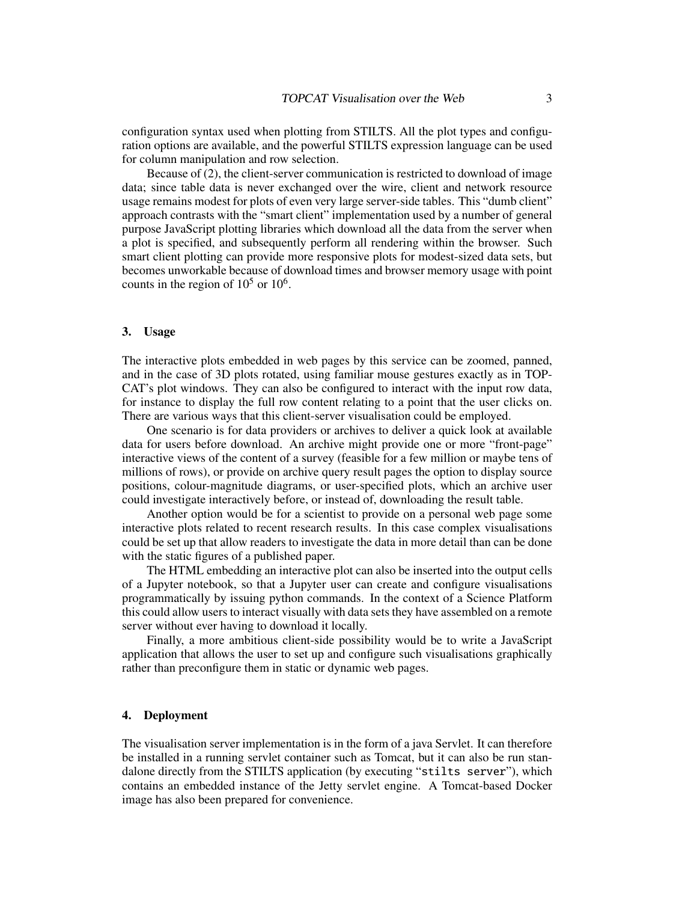configuration syntax used when plotting from STILTS. All the plot types and configuration options are available, and the powerful STILTS expression language can be used for column manipulation and row selection.

Because of (2), the client-server communication is restricted to download of image data; since table data is never exchanged over the wire, client and network resource usage remains modest for plots of even very large server-side tables. This "dumb client" approach contrasts with the "smart client" implementation used by a number of general purpose JavaScript plotting libraries which download all the data from the server when a plot is specified, and subsequently perform all rendering within the browser. Such smart client plotting can provide more responsive plots for modest-sized data sets, but becomes unworkable because of download times and browser memory usage with point counts in the region of $10^5$ or $10^6$.

## 3. Usage

The interactive plots embedded in web pages by this service can be zoomed, panned, and in the case of 3D plots rotated, using familiar mouse gestures exactly as in TOPCAT's plot windows. They can also be configured to interact with the input row data, for instance to display the full row content relating to a point that the user clicks on. There are various ways that this client-server visualisation could be employed.

One scenario is for data providers or archives to deliver a quick look at available data for users before download. An archive might provide one or more "front-page" interactive views of the content of a survey (feasible for a few million or maybe tens of millions of rows), or provide on archive query result pages the option to display source positions, colour-magnitude diagrams, or user-specified plots, which an archive user could investigate interactively before, or instead of, downloading the result table.

Another option would be for a scientist to provide on a personal web page some interactive plots related to recent research results. In this case complex visualisations could be set up that allow readers to investigate the data in more detail than can be done with the static figures of a published paper.

The HTML embedding an interactive plot can also be inserted into the output cells of a Jupyter notebook, so that a Jupyter user can create and configure visualisations programmatically by issuing python commands. In the context of a Science Platform this could allow users to interact visually with data sets they have assembled on a remote server without ever having to download it locally.

Finally, a more ambitious client-side possibility would be to write a JavaScript application that allows the user to set up and configure such visualisations graphically rather than preconfigure them in static or dynamic web pages.

## 4. Deployment

The visualisation server implementation is in the form of a java Servlet. It can therefore be installed in a running servlet container such as Tomcat, but it can also be run standalone directly from the STILTS application (by executing "`stilts server`"), which contains an embedded instance of the Jetty servlet engine. A Tomcat-based Docker image has also been prepared for convenience.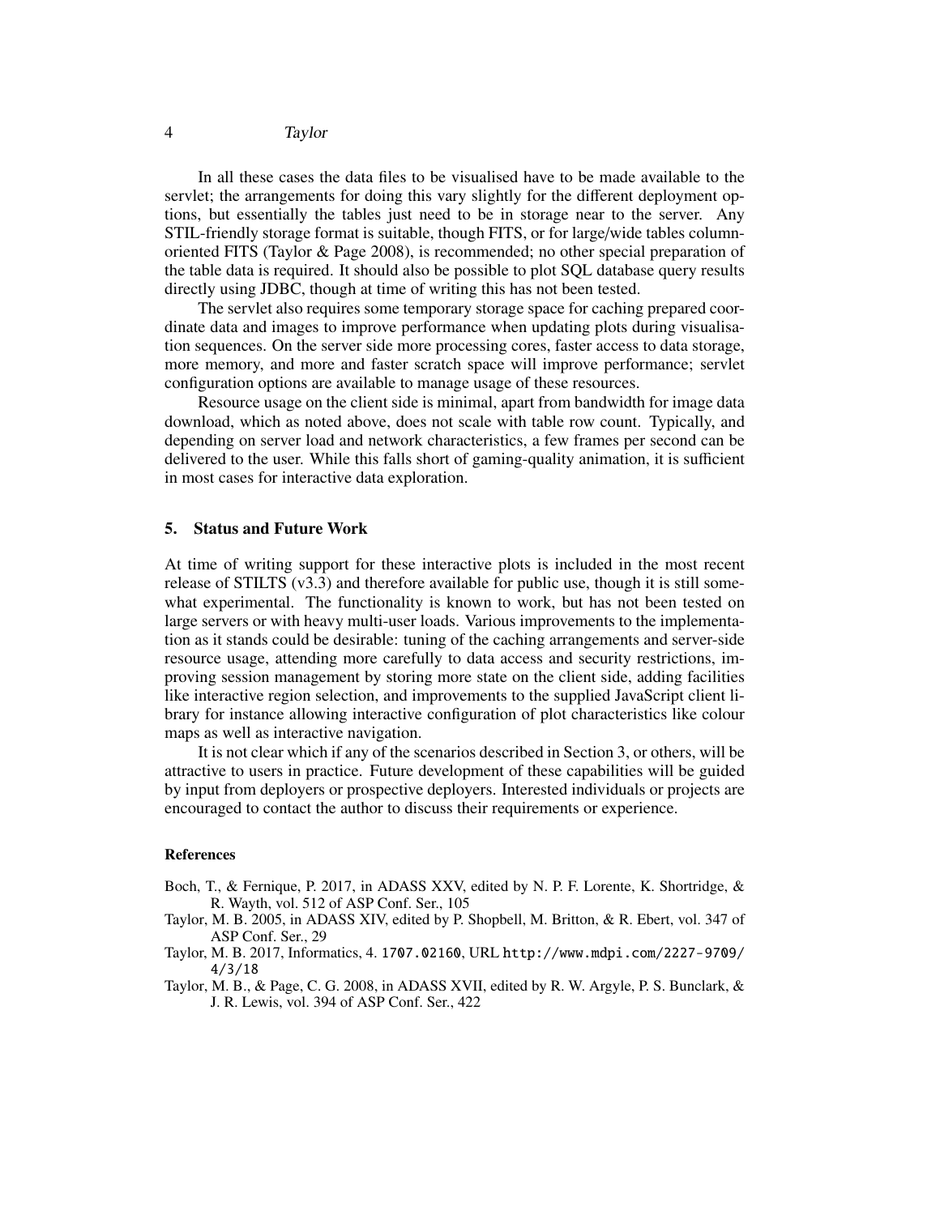In all these cases the data files to be visualised have to be made available to the servlet; the arrangements for doing this vary slightly for the different deployment options, but essentially the tables just need to be in storage near to the server. Any STIL-friendly storage format is suitable, though FITS, or for large/wide tables column-oriented FITS (Taylor & Page 2008), is recommended; no other special preparation of the table data is required. It should also be possible to plot SQL database query results directly using JDBC, though at time of writing this has not been tested.

The servlet also requires some temporary storage space for caching prepared coordinate data and images to improve performance when updating plots during visualisation sequences. On the server side more processing cores, faster access to data storage, more memory, and more and faster scratch space will improve performance; servlet configuration options are available to manage usage of these resources.

Resource usage on the client side is minimal, apart from bandwidth for image data download, which as noted above, does not scale with table row count. Typically, and depending on server load and network characteristics, a few frames per second can be delivered to the user. While this falls short of gaming-quality animation, it is sufficient in most cases for interactive data exploration.

## 5. Status and Future Work

At time of writing support for these interactive plots is included in the most recent release of STILTS (v3.3) and therefore available for public use, though it is still somewhat experimental. The functionality is known to work, but has not been tested on large servers or with heavy multi-user loads. Various improvements to the implementation as it stands could be desirable: tuning of the caching arrangements and server-side resource usage, attending more carefully to data access and security restrictions, improving session management by storing more state on the client side, adding facilities like interactive region selection, and improvements to the supplied JavaScript client library for instance allowing interactive configuration of plot characteristics like colour maps as well as interactive navigation.

It is not clear which if any of the scenarios described in Section 3, or others, will be attractive to users in practice. Future development of these capabilities will be guided by input from deployers or prospective deployers. Interested individuals or projects are encouraged to contact the author to discuss their requirements or experience.

### References

Boch, T., & Fernique, P. 2017, in ADASS XXV, edited by N. P. F. Lorente, K. Shortridge, & R. Wayth, vol. 512 of ASP Conf. Ser., 105

Taylor, M. B. 2005, in ADASS XIV, edited by P. Shopbell, M. Britton, & R. Ebert, vol. 347 of ASP Conf. Ser., 29

Taylor, M. B. 2017, Informatics, 4. 1707.02160, URL http://www.mdpi.com/2227-9709/4/3/18

Taylor, M. B., & Page, C. G. 2008, in ADASS XVII, edited by R. W. Argyle, P. S. Bunclark, & J. R. Lewis, vol. 394 of ASP Conf. Ser., 422